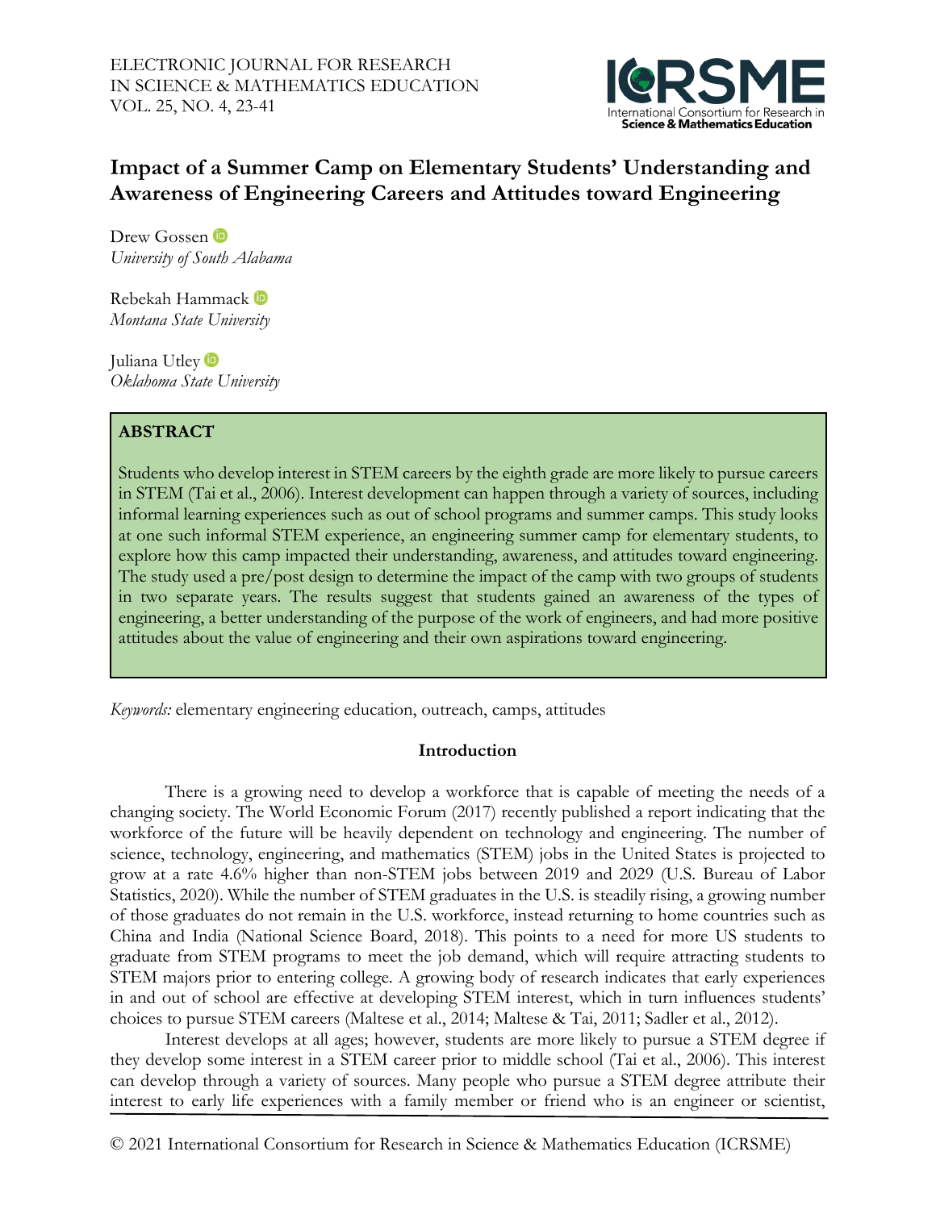# Impact of a Summer Camp on Elementary Students' Understanding and Awareness of Engineering Careers and Attitudes toward Engineering

Drew Gossen
*University of South Alabama*

Rebekah Hammack
*Montana State University*

Juliana Utley
*Oklahoma State University*

## ABSTRACT

Students who develop interest in STEM careers by the eighth grade are more likely to pursue careers in STEM (Tai et al., 2006). Interest development can happen through a variety of sources, including informal learning experiences such as out of school programs and summer camps. This study looks at one such informal STEM experience, an engineering summer camp for elementary students, to explore how this camp impacted their understanding, awareness, and attitudes toward engineering. The study used a pre/post design to determine the impact of the camp with two groups of students in two separate years. The results suggest that students gained an awareness of the types of engineering, a better understanding of the purpose of the work of engineers, and had more positive attitudes about the value of engineering and their own aspirations toward engineering.

*Keywords:* elementary engineering education, outreach, camps, attitudes

## Introduction

There is a growing need to develop a workforce that is capable of meeting the needs of a changing society. The World Economic Forum (2017) recently published a report indicating that the workforce of the future will be heavily dependent on technology and engineering. The number of science, technology, engineering, and mathematics (STEM) jobs in the United States is projected to grow at a rate 4.6% higher than non-STEM jobs between 2019 and 2029 (U.S. Bureau of Labor Statistics, 2020). While the number of STEM graduates in the U.S. is steadily rising, a growing number of those graduates do not remain in the U.S. workforce, instead returning to home countries such as China and India (National Science Board, 2018). This points to a need for more US students to graduate from STEM programs to meet the job demand, which will require attracting students to STEM majors prior to entering college. A growing body of research indicates that early experiences in and out of school are effective at developing STEM interest, which in turn influences students' choices to pursue STEM careers (Maltese et al., 2014; Maltese & Tai, 2011; Sadler et al., 2012).

Interest develops at all ages; however, students are more likely to pursue a STEM degree if they develop some interest in a STEM career prior to middle school (Tai et al., 2006). This interest can develop through a variety of sources. Many people who pursue a STEM degree attribute their interest to early life experiences with a family member or friend who is an engineer or scientist,

© 2021 International Consortium for Research in Science & Mathematics Education (ICRSME)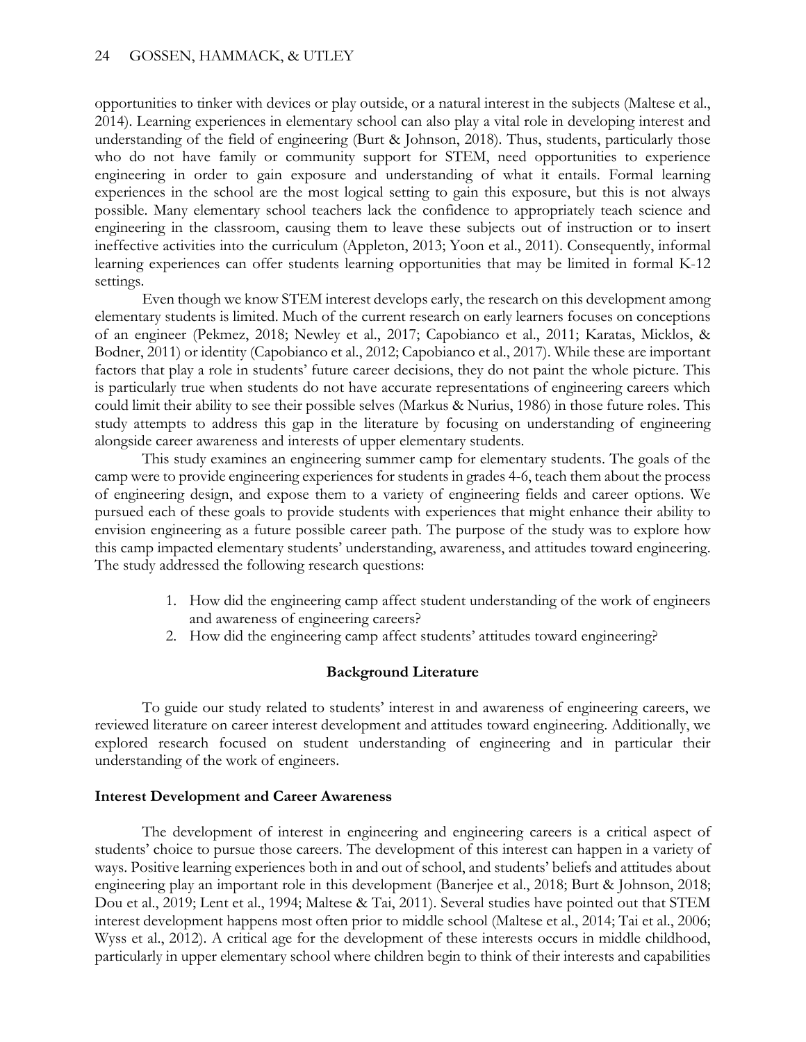opportunities to tinker with devices or play outside, or a natural interest in the subjects (Maltese et al., 2014). Learning experiences in elementary school can also play a vital role in developing interest and understanding of the field of engineering (Burt & Johnson, 2018). Thus, students, particularly those who do not have family or community support for STEM, need opportunities to experience engineering in order to gain exposure and understanding of what it entails. Formal learning experiences in the school are the most logical setting to gain this exposure, but this is not always possible. Many elementary school teachers lack the confidence to appropriately teach science and engineering in the classroom, causing them to leave these subjects out of instruction or to insert ineffective activities into the curriculum (Appleton, 2013; Yoon et al., 2011). Consequently, informal learning experiences can offer students learning opportunities that may be limited in formal K-12 settings.

Even though we know STEM interest develops early, the research on this development among elementary students is limited. Much of the current research on early learners focuses on conceptions of an engineer (Pekmez, 2018; Newley et al., 2017; Capobianco et al., 2011; Karatas, Micklos, & Bodner, 2011) or identity (Capobianco et al., 2012; Capobianco et al., 2017). While these are important factors that play a role in students' future career decisions, they do not paint the whole picture. This is particularly true when students do not have accurate representations of engineering careers which could limit their ability to see their possible selves (Markus & Nurius, 1986) in those future roles. This study attempts to address this gap in the literature by focusing on understanding of engineering alongside career awareness and interests of upper elementary students.

This study examines an engineering summer camp for elementary students. The goals of the camp were to provide engineering experiences for students in grades 4-6, teach them about the process of engineering design, and expose them to a variety of engineering fields and career options. We pursued each of these goals to provide students with experiences that might enhance their ability to envision engineering as a future possible career path. The purpose of the study was to explore how this camp impacted elementary students' understanding, awareness, and attitudes toward engineering. The study addressed the following research questions:

1. How did the engineering camp affect student understanding of the work of engineers and awareness of engineering careers?
2. How did the engineering camp affect students' attitudes toward engineering?

## Background Literature

To guide our study related to students' interest in and awareness of engineering careers, we reviewed literature on career interest development and attitudes toward engineering. Additionally, we explored research focused on student understanding of engineering and in particular their understanding of the work of engineers.

### Interest Development and Career Awareness

The development of interest in engineering and engineering careers is a critical aspect of students' choice to pursue those careers. The development of this interest can happen in a variety of ways. Positive learning experiences both in and out of school, and students' beliefs and attitudes about engineering play an important role in this development (Banerjee et al., 2018; Burt & Johnson, 2018; Dou et al., 2019; Lent et al., 1994; Maltese & Tai, 2011). Several studies have pointed out that STEM interest development happens most often prior to middle school (Maltese et al., 2014; Tai et al., 2006; Wyss et al., 2012). A critical age for the development of these interests occurs in middle childhood, particularly in upper elementary school where children begin to think of their interests and capabilities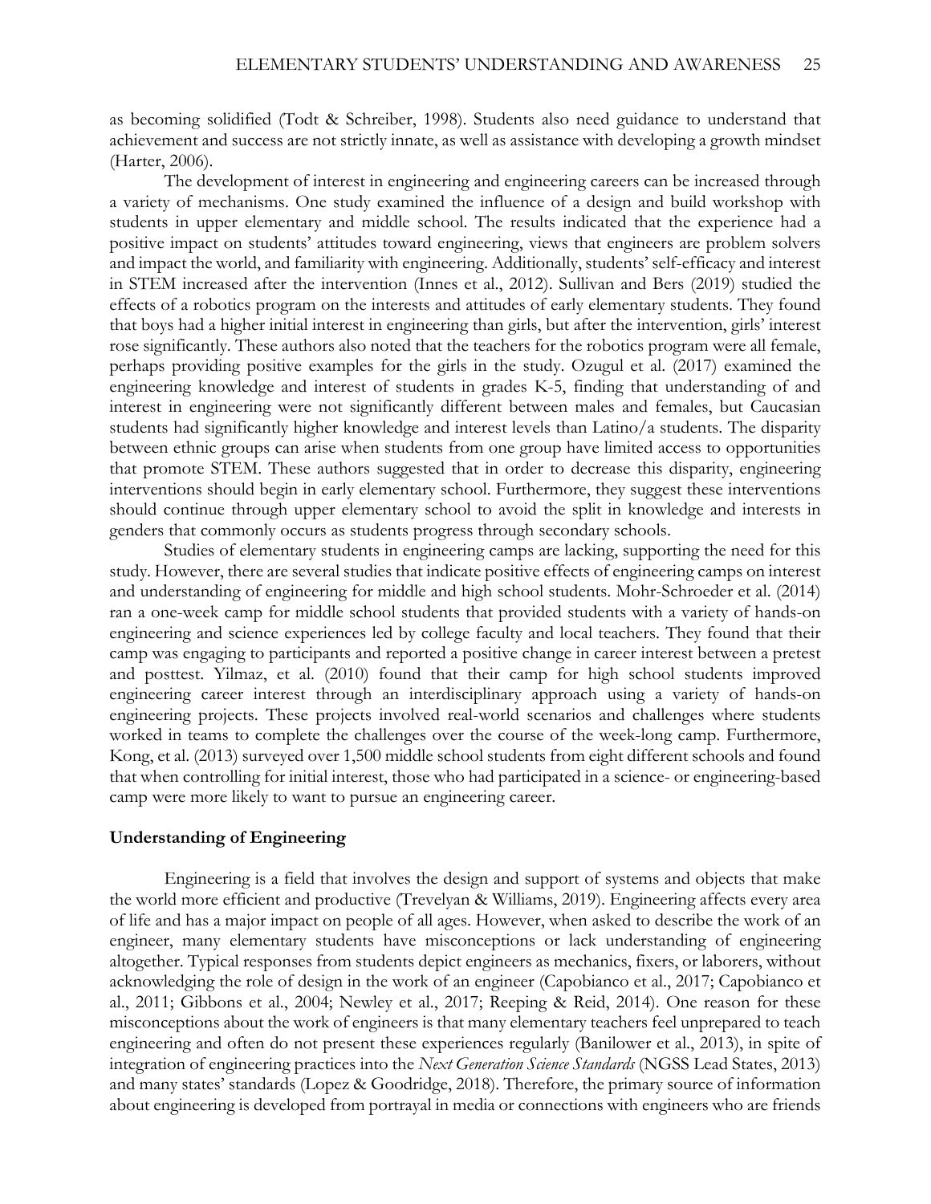as becoming solidified (Todt & Schreiber, 1998). Students also need guidance to understand that achievement and success are not strictly innate, as well as assistance with developing a growth mindset (Harter, 2006).

The development of interest in engineering and engineering careers can be increased through a variety of mechanisms. One study examined the influence of a design and build workshop with students in upper elementary and middle school. The results indicated that the experience had a positive impact on students' attitudes toward engineering, views that engineers are problem solvers and impact the world, and familiarity with engineering. Additionally, students' self-efficacy and interest in STEM increased after the intervention (Innes et al., 2012). Sullivan and Bers (2019) studied the effects of a robotics program on the interests and attitudes of early elementary students. They found that boys had a higher initial interest in engineering than girls, but after the intervention, girls' interest rose significantly. These authors also noted that the teachers for the robotics program were all female, perhaps providing positive examples for the girls in the study. Ozugul et al. (2017) examined the engineering knowledge and interest of students in grades K-5, finding that understanding of and interest in engineering were not significantly different between males and females, but Caucasian students had significantly higher knowledge and interest levels than Latino/a students. The disparity between ethnic groups can arise when students from one group have limited access to opportunities that promote STEM. These authors suggested that in order to decrease this disparity, engineering interventions should begin in early elementary school. Furthermore, they suggest these interventions should continue through upper elementary school to avoid the split in knowledge and interests in genders that commonly occurs as students progress through secondary schools.

Studies of elementary students in engineering camps are lacking, supporting the need for this study. However, there are several studies that indicate positive effects of engineering camps on interest and understanding of engineering for middle and high school students. Mohr-Schroeder et al. (2014) ran a one-week camp for middle school students that provided students with a variety of hands-on engineering and science experiences led by college faculty and local teachers. They found that their camp was engaging to participants and reported a positive change in career interest between a pretest and posttest. Yilmaz, et al. (2010) found that their camp for high school students improved engineering career interest through an interdisciplinary approach using a variety of hands-on engineering projects. These projects involved real-world scenarios and challenges where students worked in teams to complete the challenges over the course of the week-long camp. Furthermore, Kong, et al. (2013) surveyed over 1,500 middle school students from eight different schools and found that when controlling for initial interest, those who had participated in a science- or engineering-based camp were more likely to want to pursue an engineering career.

## Understanding of Engineering

Engineering is a field that involves the design and support of systems and objects that make the world more efficient and productive (Trevelyan & Williams, 2019). Engineering affects every area of life and has a major impact on people of all ages. However, when asked to describe the work of an engineer, many elementary students have misconceptions or lack understanding of engineering altogether. Typical responses from students depict engineers as mechanics, fixers, or laborers, without acknowledging the role of design in the work of an engineer (Capobianco et al., 2017; Capobianco et al., 2011; Gibbons et al., 2004; Newley et al., 2017; Reeping & Reid, 2014). One reason for these misconceptions about the work of engineers is that many elementary teachers feel unprepared to teach engineering and often do not present these experiences regularly (Banilower et al., 2013), in spite of integration of engineering practices into the *Next Generation Science Standards* (NGSS Lead States, 2013) and many states' standards (Lopez & Goodridge, 2018). Therefore, the primary source of information about engineering is developed from portrayal in media or connections with engineers who are friends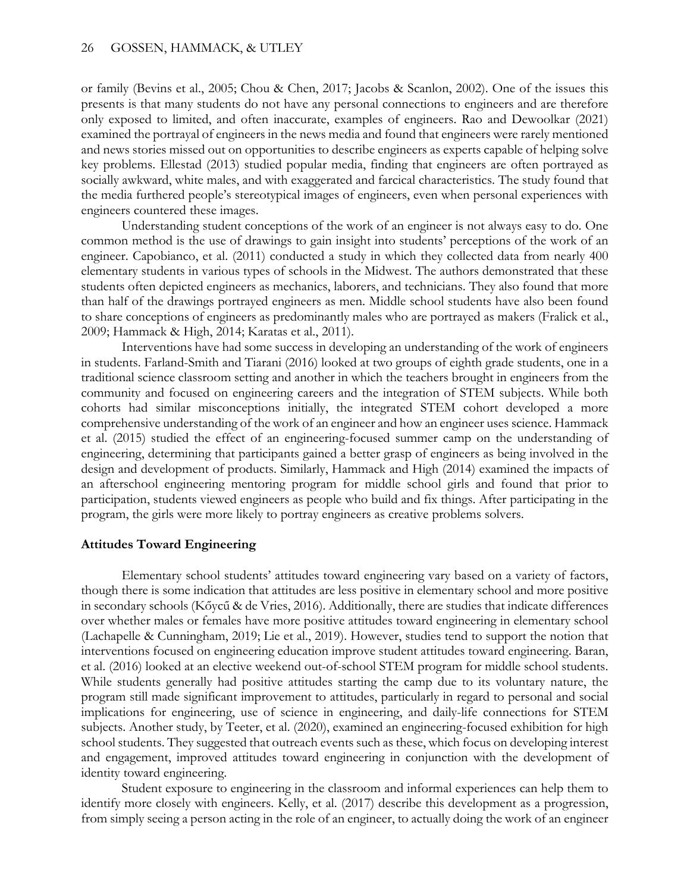or family (Bevins et al., 2005; Chou & Chen, 2017; Jacobs & Scanlon, 2002). One of the issues this presents is that many students do not have any personal connections to engineers and are therefore only exposed to limited, and often inaccurate, examples of engineers. Rao and Dewoolkar (2021) examined the portrayal of engineers in the news media and found that engineers were rarely mentioned and news stories missed out on opportunities to describe engineers as experts capable of helping solve key problems. Ellestad (2013) studied popular media, finding that engineers are often portrayed as socially awkward, white males, and with exaggerated and farcical characteristics. The study found that the media furthered people's stereotypical images of engineers, even when personal experiences with engineers countered these images.

Understanding student conceptions of the work of an engineer is not always easy to do. One common method is the use of drawings to gain insight into students' perceptions of the work of an engineer. Capobianco, et al. (2011) conducted a study in which they collected data from nearly 400 elementary students in various types of schools in the Midwest. The authors demonstrated that these students often depicted engineers as mechanics, laborers, and technicians. They also found that more than half of the drawings portrayed engineers as men. Middle school students have also been found to share conceptions of engineers as predominantly males who are portrayed as makers (Fralick et al., 2009; Hammack & High, 2014; Karatas et al., 2011).

Interventions have had some success in developing an understanding of the work of engineers in students. Farland-Smith and Tiarani (2016) looked at two groups of eighth grade students, one in a traditional science classroom setting and another in which the teachers brought in engineers from the community and focused on engineering careers and the integration of STEM subjects. While both cohorts had similar misconceptions initially, the integrated STEM cohort developed a more comprehensive understanding of the work of an engineer and how an engineer uses science. Hammack et al. (2015) studied the effect of an engineering-focused summer camp on the understanding of engineering, determining that participants gained a better grasp of engineers as being involved in the design and development of products. Similarly, Hammack and High (2014) examined the impacts of an afterschool engineering mentoring program for middle school girls and found that prior to participation, students viewed engineers as people who build and fix things. After participating in the program, the girls were more likely to portray engineers as creative problems solvers.

## Attitudes Toward Engineering

Elementary school students' attitudes toward engineering vary based on a variety of factors, though there is some indication that attitudes are less positive in elementary school and more positive in secondary schools (Kőycű & de Vries, 2016). Additionally, there are studies that indicate differences over whether males or females have more positive attitudes toward engineering in elementary school (Lachapelle & Cunningham, 2019; Lie et al., 2019). However, studies tend to support the notion that interventions focused on engineering education improve student attitudes toward engineering. Baran, et al. (2016) looked at an elective weekend out-of-school STEM program for middle school students. While students generally had positive attitudes starting the camp due to its voluntary nature, the program still made significant improvement to attitudes, particularly in regard to personal and social implications for engineering, use of science in engineering, and daily-life connections for STEM subjects. Another study, by Teeter, et al. (2020), examined an engineering-focused exhibition for high school students. They suggested that outreach events such as these, which focus on developing interest and engagement, improved attitudes toward engineering in conjunction with the development of identity toward engineering.

Student exposure to engineering in the classroom and informal experiences can help them to identify more closely with engineers. Kelly, et al. (2017) describe this development as a progression, from simply seeing a person acting in the role of an engineer, to actually doing the work of an engineer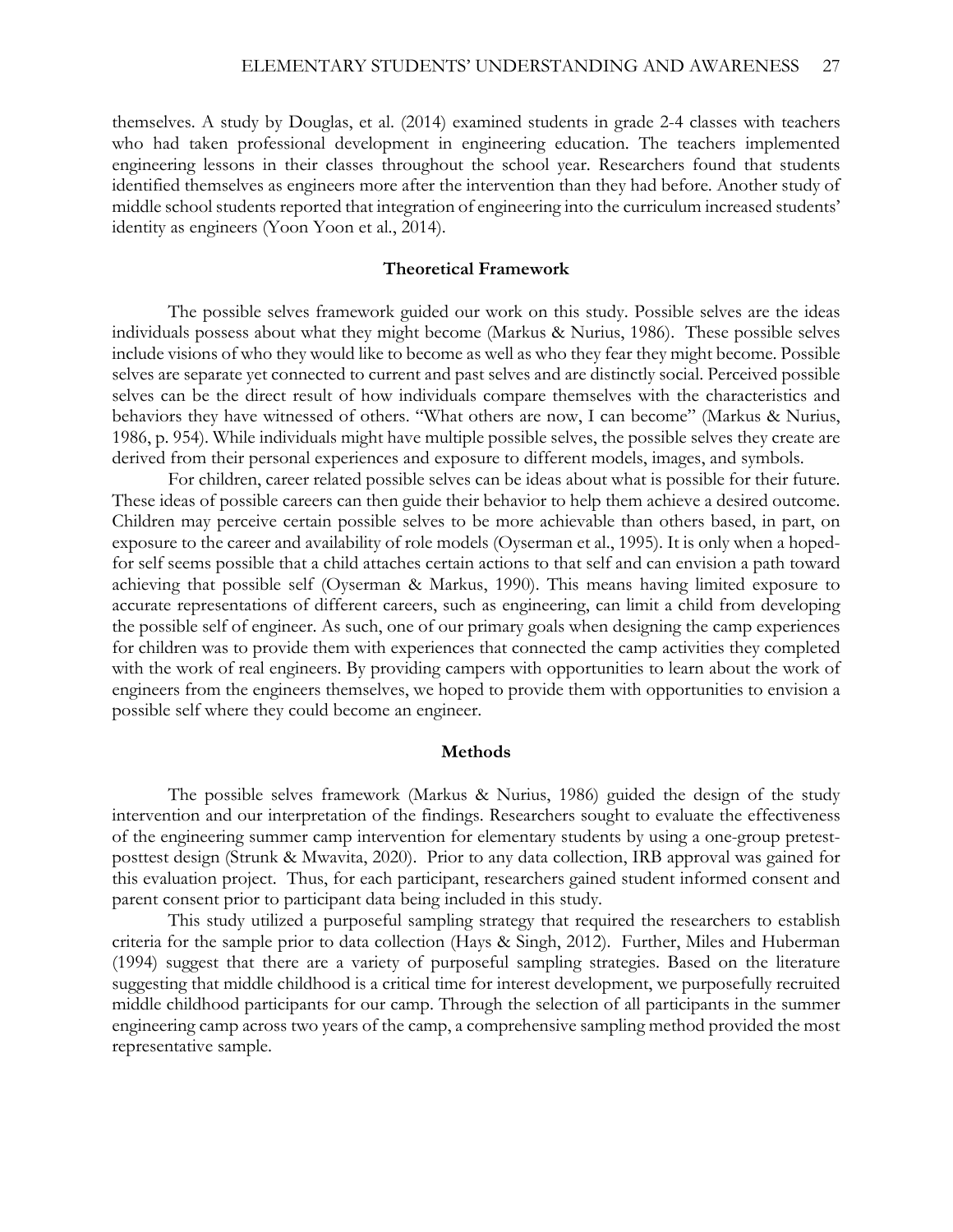themselves. A study by Douglas, et al. (2014) examined students in grade 2-4 classes with teachers who had taken professional development in engineering education. The teachers implemented engineering lessons in their classes throughout the school year. Researchers found that students identified themselves as engineers more after the intervention than they had before. Another study of middle school students reported that integration of engineering into the curriculum increased students' identity as engineers (Yoon Yoon et al., 2014).

## Theoretical Framework

The possible selves framework guided our work on this study. Possible selves are the ideas individuals possess about what they might become (Markus & Nurius, 1986). These possible selves include visions of who they would like to become as well as who they fear they might become. Possible selves are separate yet connected to current and past selves and are distinctly social. Perceived possible selves can be the direct result of how individuals compare themselves with the characteristics and behaviors they have witnessed of others. "What others are now, I can become" (Markus & Nurius, 1986, p. 954). While individuals might have multiple possible selves, the possible selves they create are derived from their personal experiences and exposure to different models, images, and symbols.

For children, career related possible selves can be ideas about what is possible for their future. These ideas of possible careers can then guide their behavior to help them achieve a desired outcome. Children may perceive certain possible selves to be more achievable than others based, in part, on exposure to the career and availability of role models (Oyserman et al., 1995). It is only when a hoped-for self seems possible that a child attaches certain actions to that self and can envision a path toward achieving that possible self (Oyserman & Markus, 1990). This means having limited exposure to accurate representations of different careers, such as engineering, can limit a child from developing the possible self of engineer. As such, one of our primary goals when designing the camp experiences for children was to provide them with experiences that connected the camp activities they completed with the work of real engineers. By providing campers with opportunities to learn about the work of engineers from the engineers themselves, we hoped to provide them with opportunities to envision a possible self where they could become an engineer.

## Methods

The possible selves framework (Markus & Nurius, 1986) guided the design of the study intervention and our interpretation of the findings. Researchers sought to evaluate the effectiveness of the engineering summer camp intervention for elementary students by using a one-group pretest-posttest design (Strunk & Mwavita, 2020). Prior to any data collection, IRB approval was gained for this evaluation project. Thus, for each participant, researchers gained student informed consent and parent consent prior to participant data being included in this study.

This study utilized a purposeful sampling strategy that required the researchers to establish criteria for the sample prior to data collection (Hays & Singh, 2012). Further, Miles and Huberman (1994) suggest that there are a variety of purposeful sampling strategies. Based on the literature suggesting that middle childhood is a critical time for interest development, we purposefully recruited middle childhood participants for our camp. Through the selection of all participants in the summer engineering camp across two years of the camp, a comprehensive sampling method provided the most representative sample.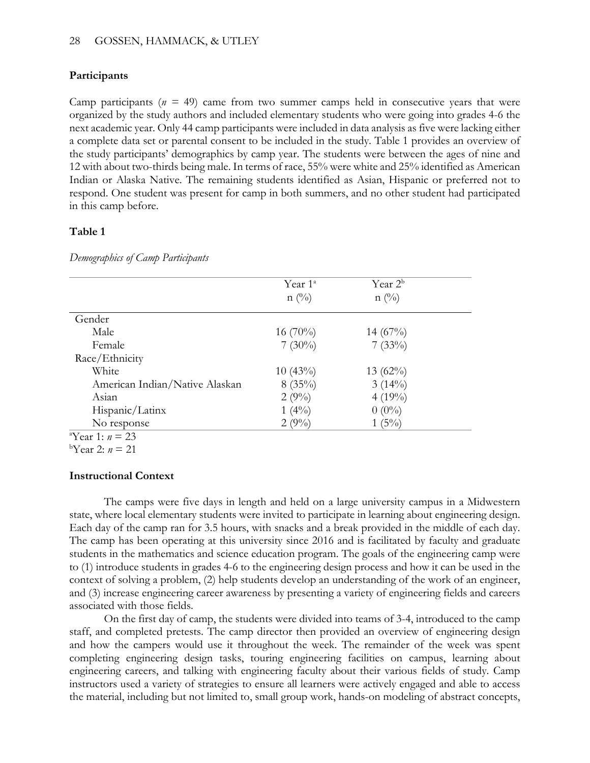## Participants

Camp participants ($n$ = 49) came from two summer camps held in consecutive years that were organized by the study authors and included elementary students who were going into grades 4-6 the next academic year. Only 44 camp participants were included in data analysis as five were lacking either a complete data set or parental consent to be included in the study. Table 1 provides an overview of the study participants' demographics by camp year. The students were between the ages of nine and 12 with about two-thirds being male. In terms of race, 55% were white and 25% identified as American Indian or Alaska Native. The remaining students identified as Asian, Hispanic or preferred not to respond. One student was present for camp in both summers, and no other student had participated in this camp before.

## Table 1

*Demographics of Camp Participants*

| | Year 1[a] n (%) | Year 2[b] n (%) |
|---|---|---|
| Gender | | |
| Male | 16 (70%) | 14 (67%) |
| Female | 7 (30%) | 7 (33%) |
| Race/Ethnicity | | |
| White | 10 (43%) | 13 (62%) |
| American Indian/Native Alaskan | 8 (35%) | 3 (14%) |
| Asian | 2 (9%) | 4 (19%) |
| Hispanic/Latinx | 1 (4%) | 0 (0%) |
| No response | 2 (9%) | 1 (5%) |

[a]Year 1: $n$ = 23
[b]Year 2: $n$ = 21

## Instructional Context

The camps were five days in length and held on a large university campus in a Midwestern state, where local elementary students were invited to participate in learning about engineering design. Each day of the camp ran for 3.5 hours, with snacks and a break provided in the middle of each day. The camp has been operating at this university since 2016 and is facilitated by faculty and graduate students in the mathematics and science education program. The goals of the engineering camp were to (1) introduce students in grades 4-6 to the engineering design process and how it can be used in the context of solving a problem, (2) help students develop an understanding of the work of an engineer, and (3) increase engineering career awareness by presenting a variety of engineering fields and careers associated with those fields.

On the first day of camp, the students were divided into teams of 3-4, introduced to the camp staff, and completed pretests. The camp director then provided an overview of engineering design and how the campers would use it throughout the week. The remainder of the week was spent completing engineering design tasks, touring engineering facilities on campus, learning about engineering careers, and talking with engineering faculty about their various fields of study. Camp instructors used a variety of strategies to ensure all learners were actively engaged and able to access the material, including but not limited to, small group work, hands-on modeling of abstract concepts,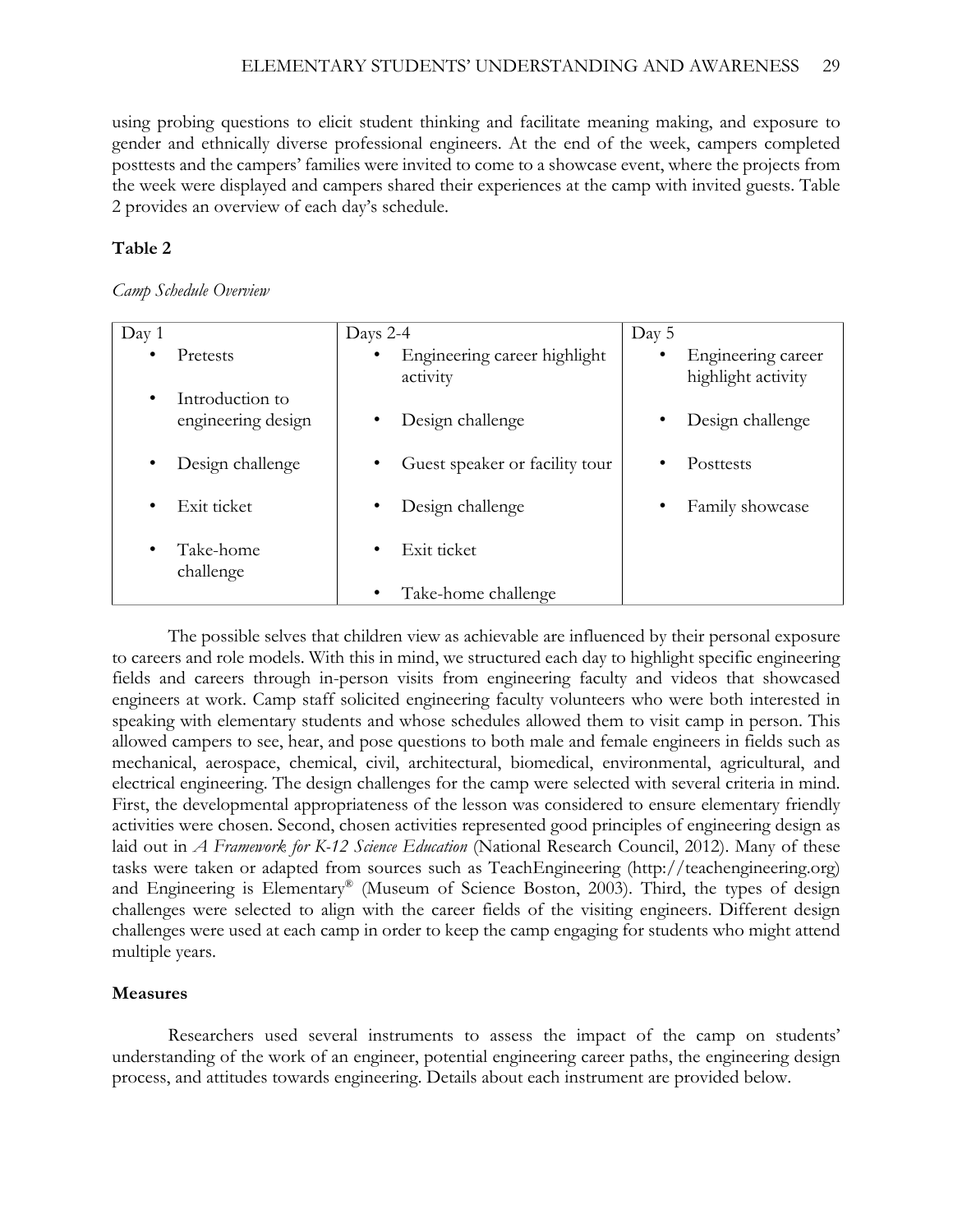using probing questions to elicit student thinking and facilitate meaning making, and exposure to gender and ethnically diverse professional engineers. At the end of the week, campers completed posttests and the campers' families were invited to come to a showcase event, where the projects from the week were displayed and campers shared their experiences at the camp with invited guests. Table 2 provides an overview of each day's schedule.

**Table 2**

*Camp Schedule Overview*

| Day 1 | Days 2-4 | Day 5 |
|---|---|---|
| • Pretests<br>• Introduction to engineering design<br>• Design challenge<br>• Exit ticket<br>• Take-home challenge | • Engineering career highlight activity<br>• Design challenge<br>• Guest speaker or facility tour<br>• Design challenge<br>• Exit ticket<br>• Take-home challenge | • Engineering career highlight activity<br>• Design challenge<br>• Posttests<br>• Family showcase |

The possible selves that children view as achievable are influenced by their personal exposure to careers and role models. With this in mind, we structured each day to highlight specific engineering fields and careers through in-person visits from engineering faculty and videos that showcased engineers at work. Camp staff solicited engineering faculty volunteers who were both interested in speaking with elementary students and whose schedules allowed them to visit camp in person. This allowed campers to see, hear, and pose questions to both male and female engineers in fields such as mechanical, aerospace, chemical, civil, architectural, biomedical, environmental, agricultural, and electrical engineering. The design challenges for the camp were selected with several criteria in mind. First, the developmental appropriateness of the lesson was considered to ensure elementary friendly activities were chosen. Second, chosen activities represented good principles of engineering design as laid out in *A Framework for K-12 Science Education* (National Research Council, 2012). Many of these tasks were taken or adapted from sources such as TeachEngineering (http://teachengineering.org) and Engineering is Elementary® (Museum of Science Boston, 2003). Third, the types of design challenges were selected to align with the career fields of the visiting engineers. Different design challenges were used at each camp in order to keep the camp engaging for students who might attend multiple years.

## Measures

Researchers used several instruments to assess the impact of the camp on students' understanding of the work of an engineer, potential engineering career paths, the engineering design process, and attitudes towards engineering. Details about each instrument are provided below.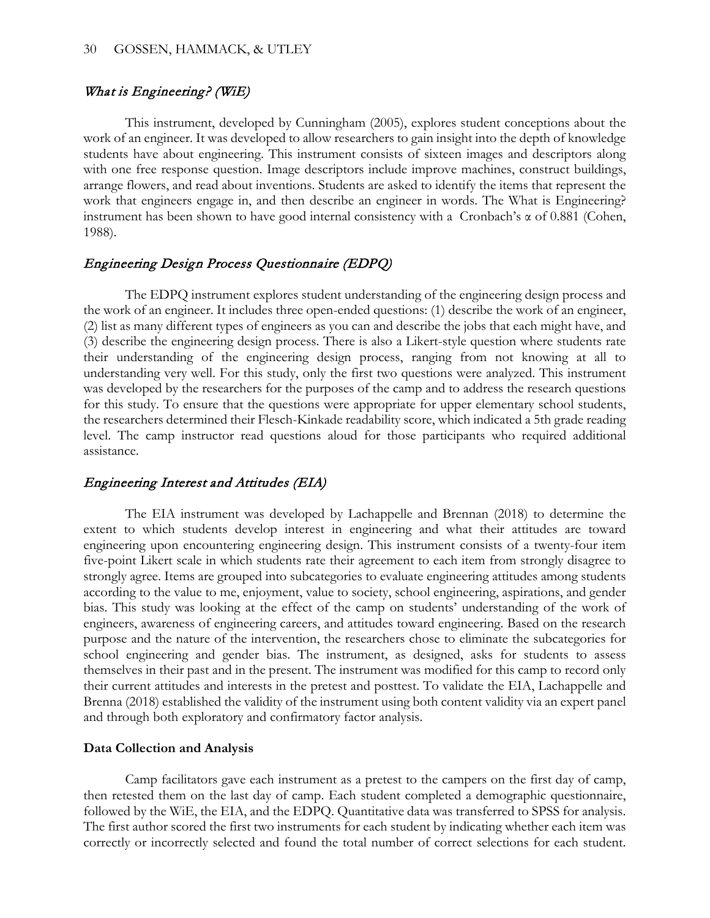### *What is Engineering? (WiE)*

This instrument, developed by Cunningham (2005), explores student conceptions about the work of an engineer. It was developed to allow researchers to gain insight into the depth of knowledge students have about engineering. This instrument consists of sixteen images and descriptors along with one free response question. Image descriptors include improve machines, construct buildings, arrange flowers, and read about inventions. Students are asked to identify the items that represent the work that engineers engage in, and then describe an engineer in words. The What is Engineering? instrument has been shown to have good internal consistency with a Cronbach's α of 0.881 (Cohen, 1988).

### *Engineering Design Process Questionnaire (EDPQ)*

The EDPQ instrument explores student understanding of the engineering design process and the work of an engineer. It includes three open-ended questions: (1) describe the work of an engineer, (2) list as many different types of engineers as you can and describe the jobs that each might have, and (3) describe the engineering design process. There is also a Likert-style question where students rate their understanding of the engineering design process, ranging from not knowing at all to understanding very well. For this study, only the first two questions were analyzed. This instrument was developed by the researchers for the purposes of the camp and to address the research questions for this study. To ensure that the questions were appropriate for upper elementary school students, the researchers determined their Flesch-Kinkade readability score, which indicated a 5th grade reading level. The camp instructor read questions aloud for those participants who required additional assistance.

### *Engineering Interest and Attitudes (EIA)*

The EIA instrument was developed by Lachappelle and Brennan (2018) to determine the extent to which students develop interest in engineering and what their attitudes are toward engineering upon encountering engineering design. This instrument consists of a twenty-four item five-point Likert scale in which students rate their agreement to each item from strongly disagree to strongly agree. Items are grouped into subcategories to evaluate engineering attitudes among students according to the value to me, enjoyment, value to society, school engineering, aspirations, and gender bias. This study was looking at the effect of the camp on students' understanding of the work of engineers, awareness of engineering careers, and attitudes toward engineering. Based on the research purpose and the nature of the intervention, the researchers chose to eliminate the subcategories for school engineering and gender bias. The instrument, as designed, asks for students to assess themselves in their past and in the present. The instrument was modified for this camp to record only their current attitudes and interests in the pretest and posttest. To validate the EIA, Lachappelle and Brenna (2018) established the validity of the instrument using both content validity via an expert panel and through both exploratory and confirmatory factor analysis.

**Data Collection and Analysis**

Camp facilitators gave each instrument as a pretest to the campers on the first day of camp, then retested them on the last day of camp. Each student completed a demographic questionnaire, followed by the WiE, the EIA, and the EDPQ. Quantitative data was transferred to SPSS for analysis. The first author scored the first two instruments for each student by indicating whether each item was correctly or incorrectly selected and found the total number of correct selections for each student.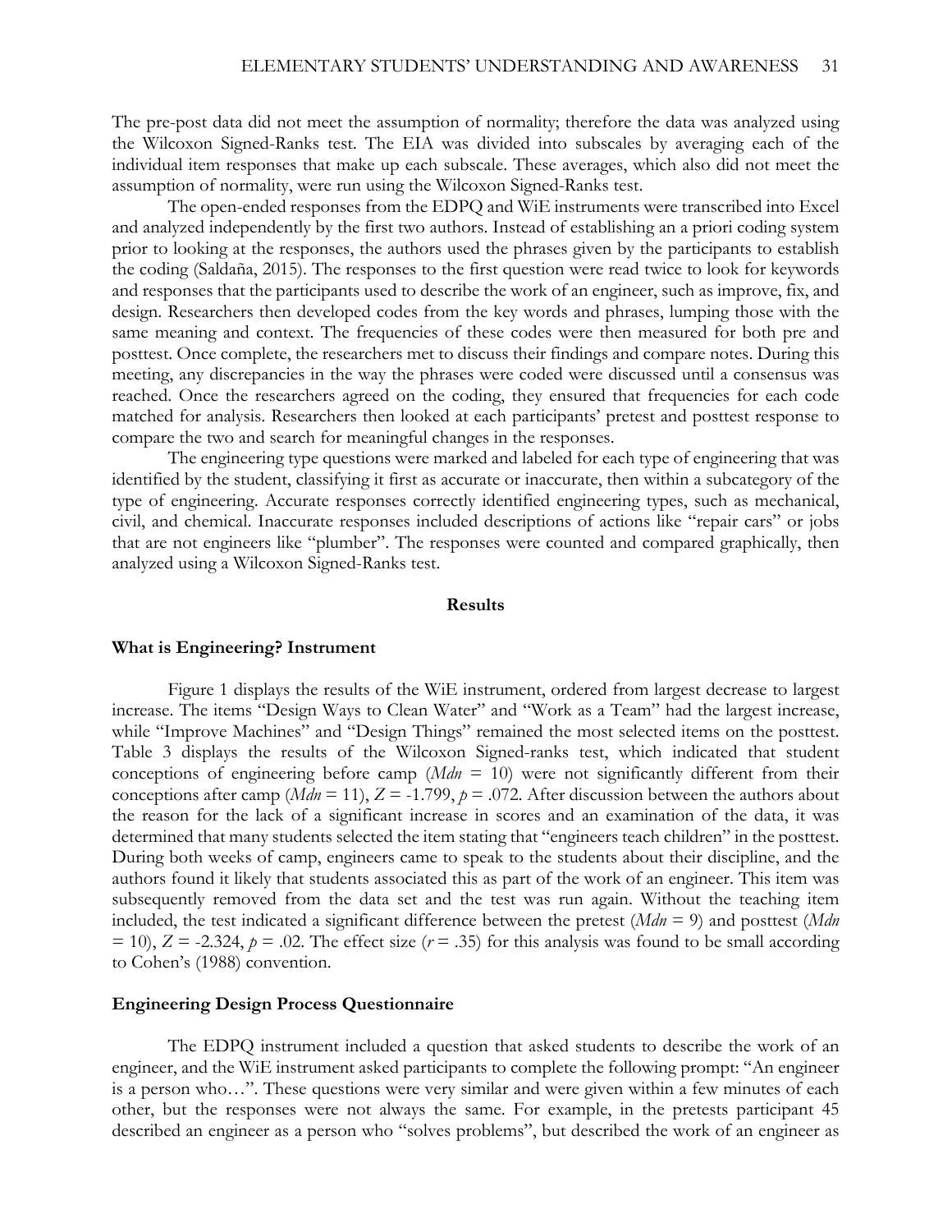The pre-post data did not meet the assumption of normality; therefore the data was analyzed using the Wilcoxon Signed-Ranks test. The EIA was divided into subscales by averaging each of the individual item responses that make up each subscale. These averages, which also did not meet the assumption of normality, were run using the Wilcoxon Signed-Ranks test.

The open-ended responses from the EDPQ and WiE instruments were transcribed into Excel and analyzed independently by the first two authors. Instead of establishing an a priori coding system prior to looking at the responses, the authors used the phrases given by the participants to establish the coding (Saldaña, 2015). The responses to the first question were read twice to look for keywords and responses that the participants used to describe the work of an engineer, such as improve, fix, and design. Researchers then developed codes from the key words and phrases, lumping those with the same meaning and context. The frequencies of these codes were then measured for both pre and posttest. Once complete, the researchers met to discuss their findings and compare notes. During this meeting, any discrepancies in the way the phrases were coded were discussed until a consensus was reached. Once the researchers agreed on the coding, they ensured that frequencies for each code matched for analysis. Researchers then looked at each participants' pretest and posttest response to compare the two and search for meaningful changes in the responses.

The engineering type questions were marked and labeled for each type of engineering that was identified by the student, classifying it first as accurate or inaccurate, then within a subcategory of the type of engineering. Accurate responses correctly identified engineering types, such as mechanical, civil, and chemical. Inaccurate responses included descriptions of actions like "repair cars" or jobs that are not engineers like "plumber". The responses were counted and compared graphically, then analyzed using a Wilcoxon Signed-Ranks test.

## Results

### What is Engineering? Instrument

Figure 1 displays the results of the WiE instrument, ordered from largest decrease to largest increase. The items "Design Ways to Clean Water" and "Work as a Team" had the largest increase, while "Improve Machines" and "Design Things" remained the most selected items on the posttest. Table 3 displays the results of the Wilcoxon Signed-ranks test, which indicated that student conceptions of engineering before camp (*Mdn* = 10) were not significantly different from their conceptions after camp (*Mdn* = 11), $Z = -1.799$, $p = .072$. After discussion between the authors about the reason for the lack of a significant increase in scores and an examination of the data, it was determined that many students selected the item stating that "engineers teach children" in the posttest. During both weeks of camp, engineers came to speak to the students about their discipline, and the authors found it likely that students associated this as part of the work of an engineer. This item was subsequently removed from the data set and the test was run again. Without the teaching item included, the test indicated a significant difference between the pretest (*Mdn* = 9) and posttest (*Mdn* = 10), $Z = -2.324$, $p = .02$. The effect size ($r = .35$) for this analysis was found to be small according to Cohen's (1988) convention.

### Engineering Design Process Questionnaire

The EDPQ instrument included a question that asked students to describe the work of an engineer, and the WiE instrument asked participants to complete the following prompt: "An engineer is a person who…". These questions were very similar and were given within a few minutes of each other, but the responses were not always the same. For example, in the pretests participant 45 described an engineer as a person who "solves problems", but described the work of an engineer as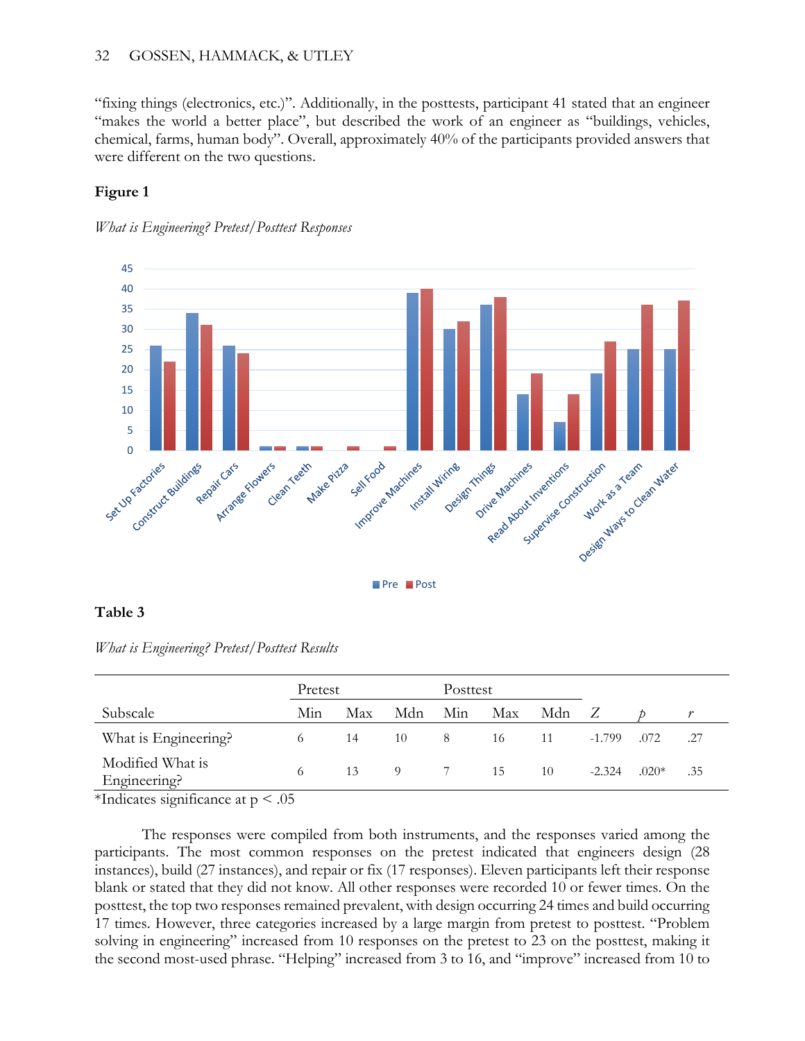"fixing things (electronics, etc.)". Additionally, in the posttests, participant 41 stated that an engineer "makes the world a better place", but described the work of an engineer as "buildings, vehicles, chemical, farms, human body". Overall, approximately 40% of the participants provided answers that were different on the two questions.

**Figure 1**

*What is Engineering? Pretest/Posttest Responses*

**Table 3**

*What is Engineering? Pretest/Posttest Results*

| | Pretest | | | Posttest | | | | | |
|---|---|---|---|---|---|---|---|---|---|
| Subscale | Min | Max | Mdn | Min | Max | Mdn | $Z$ | $p$ | $r$ |
| What is Engineering? | 6 | 14 | 10 | 8 | 16 | 11 | -1.799 | .072 | .27 |
| Modified What is Engineering? | 6 | 13 | 9 | 7 | 15 | 10 | -2.324 | .020* | .35 |

*Indicates significance at $p < .05$

The responses were compiled from both instruments, and the responses varied among the participants. The most common responses on the pretest indicated that engineers design (28 instances), build (27 instances), and repair or fix (17 responses). Eleven participants left their response blank or stated that they did not know. All other responses were recorded 10 or fewer times. On the posttest, the top two responses remained prevalent, with design occurring 24 times and build occurring 17 times. However, three categories increased by a large margin from pretest to posttest. "Problem solving in engineering" increased from 10 responses on the pretest to 23 on the posttest, making it the second most-used phrase. "Helping" increased from 3 to 16, and "improve" increased from 10 to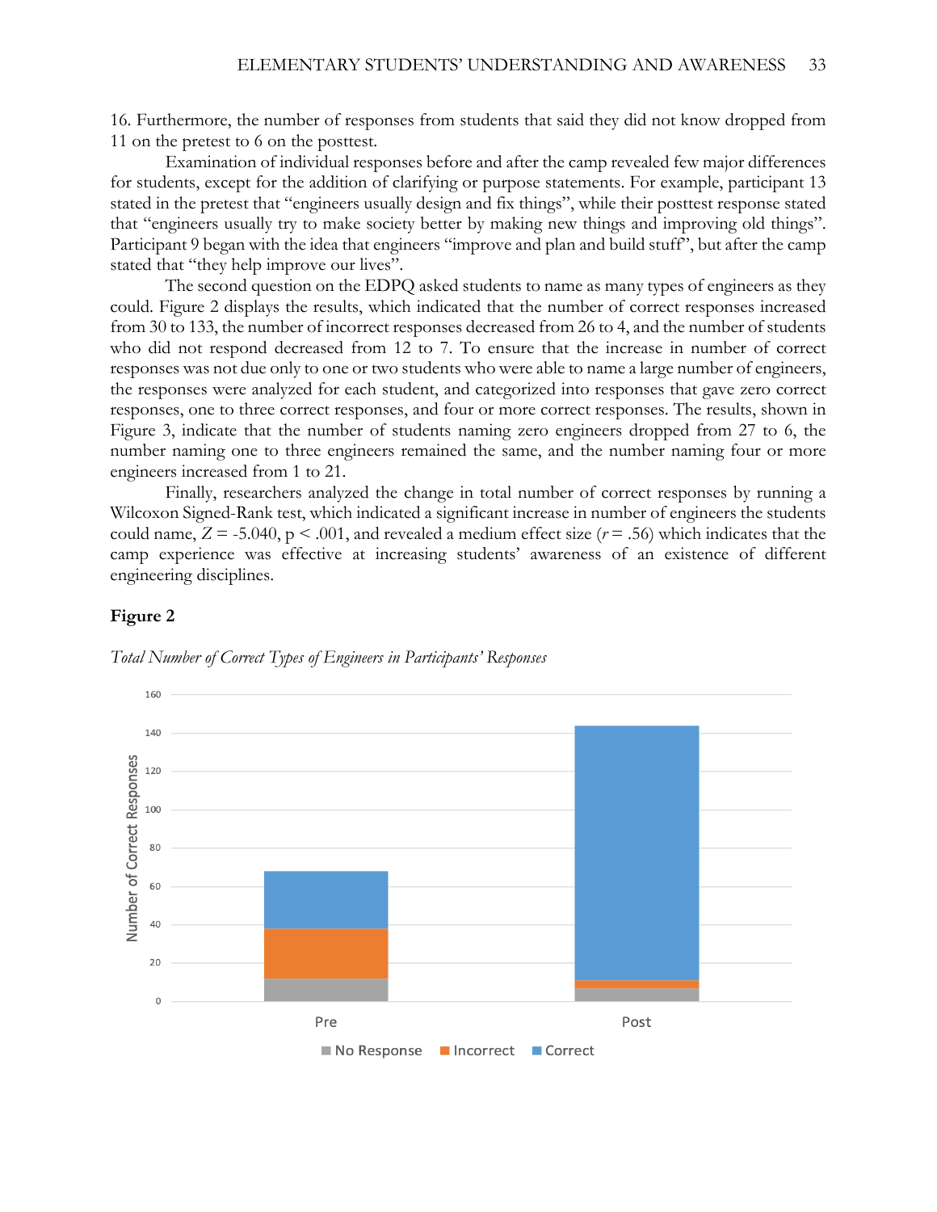16. Furthermore, the number of responses from students that said they did not know dropped from 11 on the pretest to 6 on the posttest.

Examination of individual responses before and after the camp revealed few major differences for students, except for the addition of clarifying or purpose statements. For example, participant 13 stated in the pretest that "engineers usually design and fix things", while their posttest response stated that "engineers usually try to make society better by making new things and improving old things". Participant 9 began with the idea that engineers "improve and plan and build stuff", but after the camp stated that "they help improve our lives".

The second question on the EDPQ asked students to name as many types of engineers as they could. Figure 2 displays the results, which indicated that the number of correct responses increased from 30 to 133, the number of incorrect responses decreased from 26 to 4, and the number of students who did not respond decreased from 12 to 7. To ensure that the increase in number of correct responses was not due only to one or two students who were able to name a large number of engineers, the responses were analyzed for each student, and categorized into responses that gave zero correct responses, one to three correct responses, and four or more correct responses. The results, shown in Figure 3, indicate that the number of students naming zero engineers dropped from 27 to 6, the number naming one to three engineers remained the same, and the number naming four or more engineers increased from 1 to 21.

Finally, researchers analyzed the change in total number of correct responses by running a Wilcoxon Signed-Rank test, which indicated a significant increase in number of engineers the students could name, $Z = -5.040$, $p < .001$, and revealed a medium effect size ($r = .56$) which indicates that the camp experience was effective at increasing students' awareness of an existence of different engineering disciplines.

**Figure 2**

*Total Number of Correct Types of Engineers in Participants' Responses*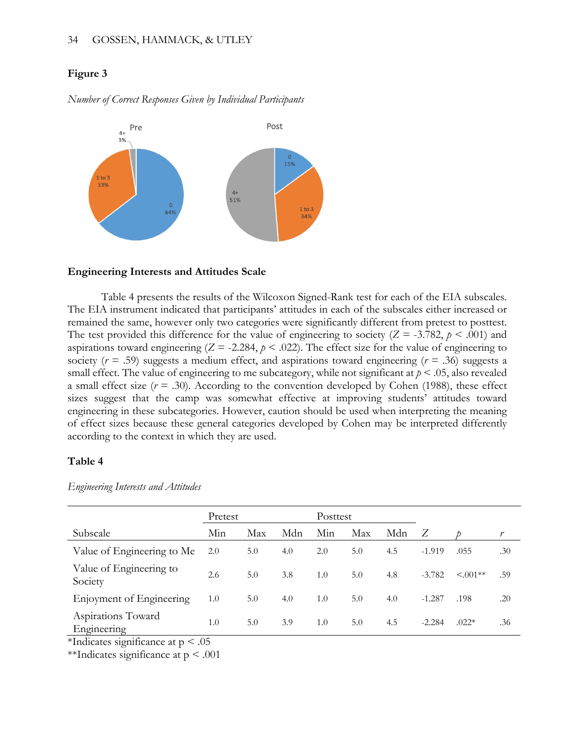**Figure 3**

*Number of Correct Responses Given by Individual Participants*

Pre

4+ 3%

1 to 3 33%

0 64%

Post

0 15%

1 to 3 34%

4+ 51%

### Engineering Interests and Attitudes Scale

Table 4 presents the results of the Wilcoxon Signed-Rank test for each of the EIA subscales. The EIA instrument indicated that participants' attitudes in each of the subscales either increased or remained the same, however only two categories were significantly different from pretest to posttest. The test provided this difference for the value of engineering to society ($Z$ = -3.782, $p$ < .001) and aspirations toward engineering ($Z$ = -2.284, $p$ < .022). The effect size for the value of engineering to society ($r$ = .59) suggests a medium effect, and aspirations toward engineering ($r$ = .36) suggests a small effect. The value of engineering to me subcategory, while not significant at $p$ < .05, also revealed a small effect size ($r$ = .30). According to the convention developed by Cohen (1988), these effect sizes suggest that the camp was somewhat effective at improving students' attitudes toward engineering in these subcategories. However, caution should be used when interpreting the meaning of effect sizes because these general categories developed by Cohen may be interpreted differently according to the context in which they are used.

**Table 4**

*Engineering Interests and Attitudes*

| | Pretest | | | Posttest | | | | | |
|---|---|---|---|---|---|---|---|---|---|
| Subscale | Min | Max | Mdn | Min | Max | Mdn | $Z$ | $p$ | $r$ |
| Value of Engineering to Me | 2.0 | 5.0 | 4.0 | 2.0 | 5.0 | 4.5 | -1.919 | .055 | .30 |
| Value of Engineering to Society | 2.6 | 5.0 | 3.8 | 1.0 | 5.0 | 4.8 | -3.782 | <.001** | .59 |
| Enjoyment of Engineering | 1.0 | 5.0 | 4.0 | 1.0 | 5.0 | 4.0 | -1.287 | .198 | .20 |
| Aspirations Toward Engineering | 1.0 | 5.0 | 3.9 | 1.0 | 5.0 | 4.5 | -2.284 | .022* | .36 |

*Indicates significance at p < .05

**Indicates significance at p < .001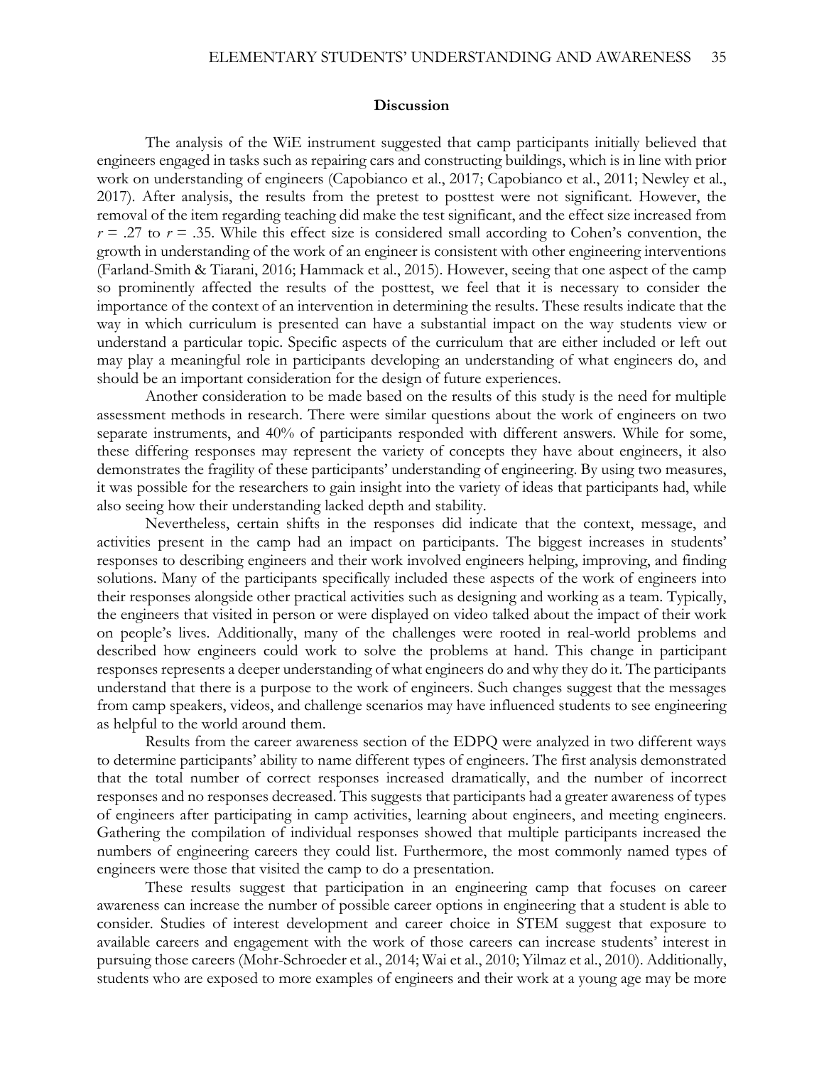## Discussion

The analysis of the WiE instrument suggested that camp participants initially believed that engineers engaged in tasks such as repairing cars and constructing buildings, which is in line with prior work on understanding of engineers (Capobianco et al., 2017; Capobianco et al., 2011; Newley et al., 2017). After analysis, the results from the pretest to posttest were not significant. However, the removal of the item regarding teaching did make the test significant, and the effect size increased from $r = .27$ to $r = .35$. While this effect size is considered small according to Cohen's convention, the growth in understanding of the work of an engineer is consistent with other engineering interventions (Farland-Smith & Tiarani, 2016; Hammack et al., 2015). However, seeing that one aspect of the camp so prominently affected the results of the posttest, we feel that it is necessary to consider the importance of the context of an intervention in determining the results. These results indicate that the way in which curriculum is presented can have a substantial impact on the way students view or understand a particular topic. Specific aspects of the curriculum that are either included or left out may play a meaningful role in participants developing an understanding of what engineers do, and should be an important consideration for the design of future experiences.

Another consideration to be made based on the results of this study is the need for multiple assessment methods in research. There were similar questions about the work of engineers on two separate instruments, and 40% of participants responded with different answers. While for some, these differing responses may represent the variety of concepts they have about engineers, it also demonstrates the fragility of these participants' understanding of engineering. By using two measures, it was possible for the researchers to gain insight into the variety of ideas that participants had, while also seeing how their understanding lacked depth and stability.

Nevertheless, certain shifts in the responses did indicate that the context, message, and activities present in the camp had an impact on participants. The biggest increases in students' responses to describing engineers and their work involved engineers helping, improving, and finding solutions. Many of the participants specifically included these aspects of the work of engineers into their responses alongside other practical activities such as designing and working as a team. Typically, the engineers that visited in person or were displayed on video talked about the impact of their work on people's lives. Additionally, many of the challenges were rooted in real-world problems and described how engineers could work to solve the problems at hand. This change in participant responses represents a deeper understanding of what engineers do and why they do it. The participants understand that there is a purpose to the work of engineers. Such changes suggest that the messages from camp speakers, videos, and challenge scenarios may have influenced students to see engineering as helpful to the world around them.

Results from the career awareness section of the EDPQ were analyzed in two different ways to determine participants' ability to name different types of engineers. The first analysis demonstrated that the total number of correct responses increased dramatically, and the number of incorrect responses and no responses decreased. This suggests that participants had a greater awareness of types of engineers after participating in camp activities, learning about engineers, and meeting engineers. Gathering the compilation of individual responses showed that multiple participants increased the numbers of engineering careers they could list. Furthermore, the most commonly named types of engineers were those that visited the camp to do a presentation.

These results suggest that participation in an engineering camp that focuses on career awareness can increase the number of possible career options in engineering that a student is able to consider. Studies of interest development and career choice in STEM suggest that exposure to available careers and engagement with the work of those careers can increase students' interest in pursuing those careers (Mohr-Schroeder et al., 2014; Wai et al., 2010; Yilmaz et al., 2010). Additionally, students who are exposed to more examples of engineers and their work at a young age may be more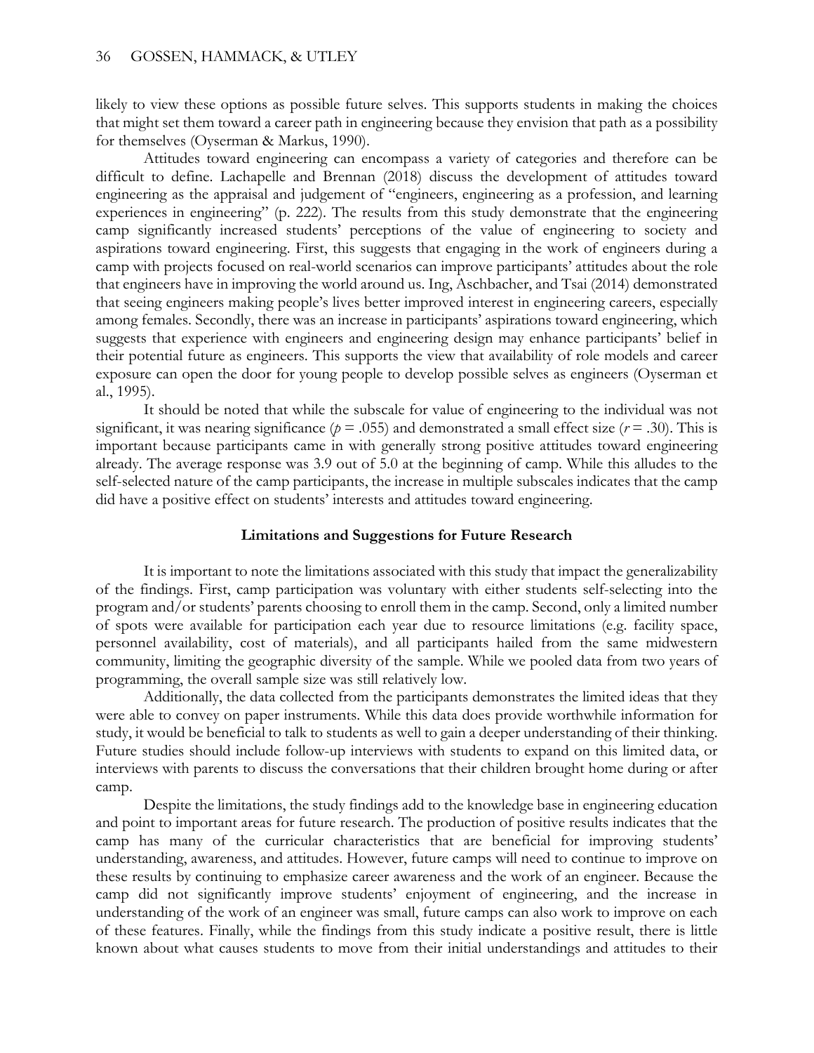likely to view these options as possible future selves. This supports students in making the choices that might set them toward a career path in engineering because they envision that path as a possibility for themselves (Oyserman & Markus, 1990).

Attitudes toward engineering can encompass a variety of categories and therefore can be difficult to define. Lachapelle and Brennan (2018) discuss the development of attitudes toward engineering as the appraisal and judgement of "engineers, engineering as a profession, and learning experiences in engineering" (p. 222). The results from this study demonstrate that the engineering camp significantly increased students' perceptions of the value of engineering to society and aspirations toward engineering. First, this suggests that engaging in the work of engineers during a camp with projects focused on real-world scenarios can improve participants' attitudes about the role that engineers have in improving the world around us. Ing, Aschbacher, and Tsai (2014) demonstrated that seeing engineers making people's lives better improved interest in engineering careers, especially among females. Secondly, there was an increase in participants' aspirations toward engineering, which suggests that experience with engineers and engineering design may enhance participants' belief in their potential future as engineers. This supports the view that availability of role models and career exposure can open the door for young people to develop possible selves as engineers (Oyserman et al., 1995).

It should be noted that while the subscale for value of engineering to the individual was not significant, it was nearing significance ($p = .055$) and demonstrated a small effect size ($r = .30$). This is important because participants came in with generally strong positive attitudes toward engineering already. The average response was 3.9 out of 5.0 at the beginning of camp. While this alludes to the self-selected nature of the camp participants, the increase in multiple subscales indicates that the camp did have a positive effect on students' interests and attitudes toward engineering.

## Limitations and Suggestions for Future Research

It is important to note the limitations associated with this study that impact the generalizability of the findings. First, camp participation was voluntary with either students self-selecting into the program and/or students' parents choosing to enroll them in the camp. Second, only a limited number of spots were available for participation each year due to resource limitations (e.g. facility space, personnel availability, cost of materials), and all participants hailed from the same midwestern community, limiting the geographic diversity of the sample. While we pooled data from two years of programming, the overall sample size was still relatively low.

Additionally, the data collected from the participants demonstrates the limited ideas that they were able to convey on paper instruments. While this data does provide worthwhile information for study, it would be beneficial to talk to students as well to gain a deeper understanding of their thinking. Future studies should include follow-up interviews with students to expand on this limited data, or interviews with parents to discuss the conversations that their children brought home during or after camp.

Despite the limitations, the study findings add to the knowledge base in engineering education and point to important areas for future research. The production of positive results indicates that the camp has many of the curricular characteristics that are beneficial for improving students' understanding, awareness, and attitudes. However, future camps will need to continue to improve on these results by continuing to emphasize career awareness and the work of an engineer. Because the camp did not significantly improve students' enjoyment of engineering, and the increase in understanding of the work of an engineer was small, future camps can also work to improve on each of these features. Finally, while the findings from this study indicate a positive result, there is little known about what causes students to move from their initial understandings and attitudes to their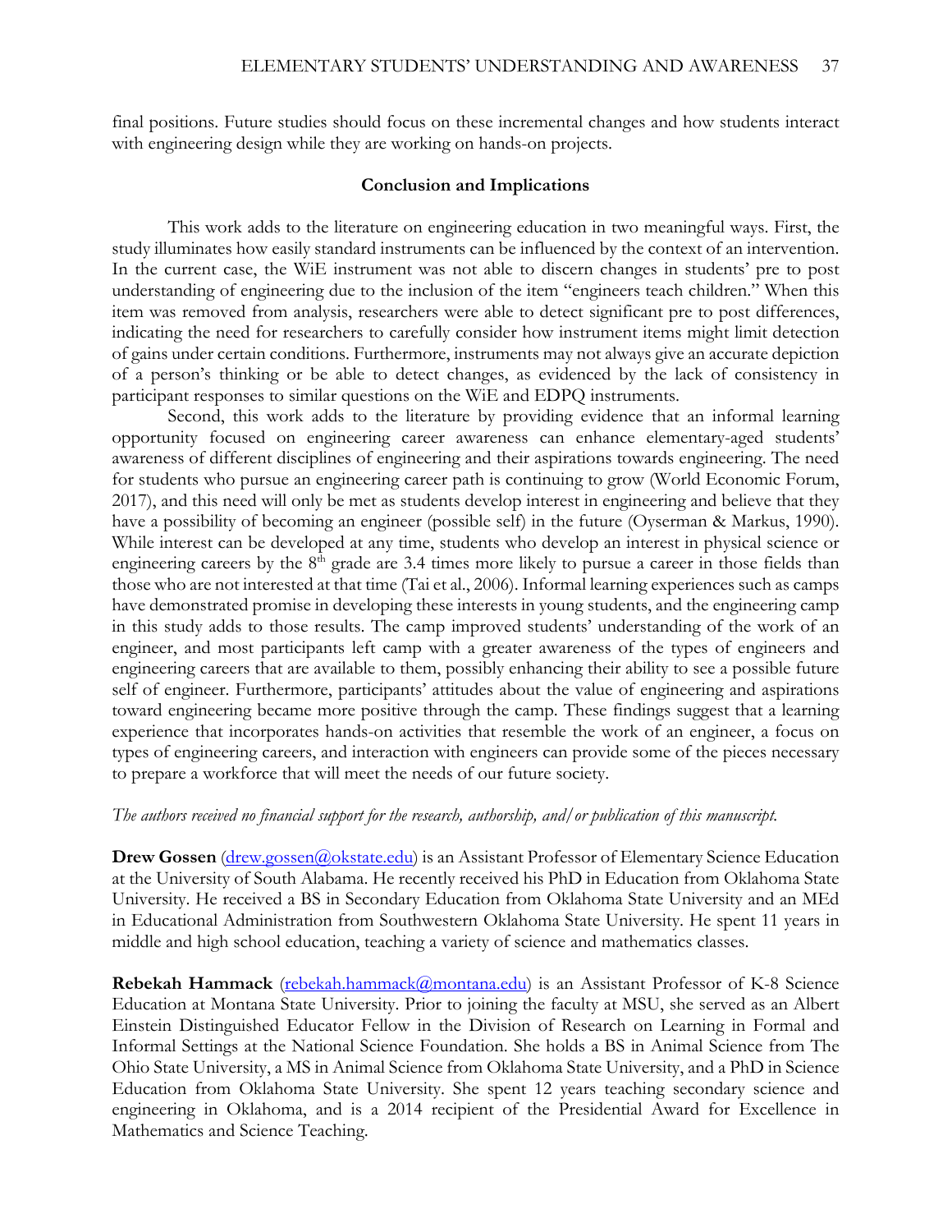final positions. Future studies should focus on these incremental changes and how students interact with engineering design while they are working on hands-on projects.

## Conclusion and Implications

This work adds to the literature on engineering education in two meaningful ways. First, the study illuminates how easily standard instruments can be influenced by the context of an intervention. In the current case, the WiE instrument was not able to discern changes in students' pre to post understanding of engineering due to the inclusion of the item "engineers teach children." When this item was removed from analysis, researchers were able to detect significant pre to post differences, indicating the need for researchers to carefully consider how instrument items might limit detection of gains under certain conditions. Furthermore, instruments may not always give an accurate depiction of a person's thinking or be able to detect changes, as evidenced by the lack of consistency in participant responses to similar questions on the WiE and EDPQ instruments.

Second, this work adds to the literature by providing evidence that an informal learning opportunity focused on engineering career awareness can enhance elementary-aged students' awareness of different disciplines of engineering and their aspirations towards engineering. The need for students who pursue an engineering career path is continuing to grow (World Economic Forum, 2017), and this need will only be met as students develop interest in engineering and believe that they have a possibility of becoming an engineer (possible self) in the future (Oyserman & Markus, 1990). While interest can be developed at any time, students who develop an interest in physical science or engineering careers by the 8th grade are 3.4 times more likely to pursue a career in those fields than those who are not interested at that time (Tai et al., 2006). Informal learning experiences such as camps have demonstrated promise in developing these interests in young students, and the engineering camp in this study adds to those results. The camp improved students' understanding of the work of an engineer, and most participants left camp with a greater awareness of the types of engineers and engineering careers that are available to them, possibly enhancing their ability to see a possible future self of engineer. Furthermore, participants' attitudes about the value of engineering and aspirations toward engineering became more positive through the camp. These findings suggest that a learning experience that incorporates hands-on activities that resemble the work of an engineer, a focus on types of engineering careers, and interaction with engineers can provide some of the pieces necessary to prepare a workforce that will meet the needs of our future society.

*The authors received no financial support for the research, authorship, and/or publication of this manuscript.*

**Drew Gossen** (drew.gossen@okstate.edu) is an Assistant Professor of Elementary Science Education at the University of South Alabama. He recently received his PhD in Education from Oklahoma State University. He received a BS in Secondary Education from Oklahoma State University and an MEd in Educational Administration from Southwestern Oklahoma State University. He spent 11 years in middle and high school education, teaching a variety of science and mathematics classes.

**Rebekah Hammack** (rebekah.hammack@montana.edu) is an Assistant Professor of K-8 Science Education at Montana State University. Prior to joining the faculty at MSU, she served as an Albert Einstein Distinguished Educator Fellow in the Division of Research on Learning in Formal and Informal Settings at the National Science Foundation. She holds a BS in Animal Science from The Ohio State University, a MS in Animal Science from Oklahoma State University, and a PhD in Science Education from Oklahoma State University. She spent 12 years teaching secondary science and engineering in Oklahoma, and is a 2014 recipient of the Presidential Award for Excellence in Mathematics and Science Teaching.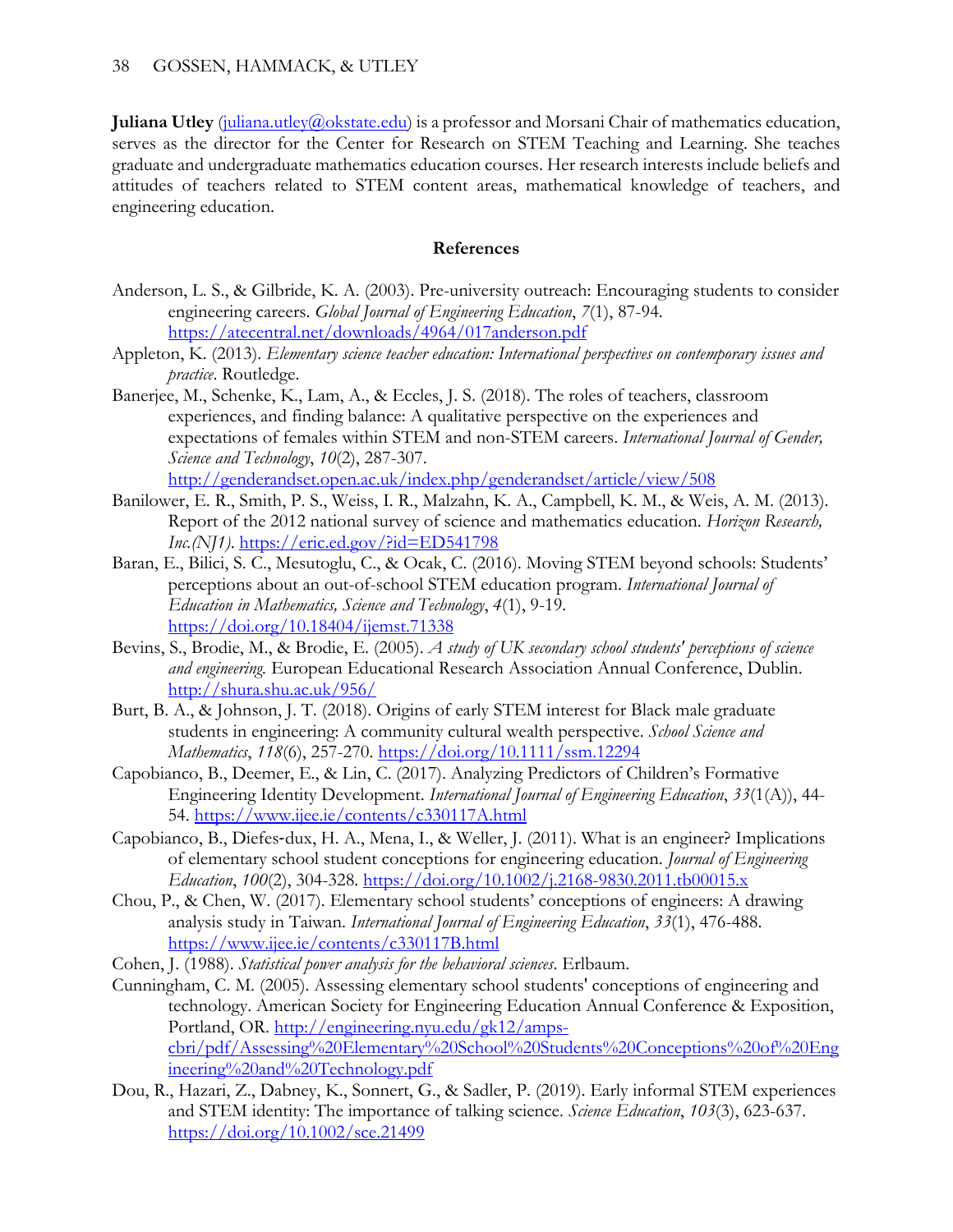**Juliana Utley** (juliana.utley@okstate.edu) is a professor and Morsani Chair of mathematics education, serves as the director for the Center for Research on STEM Teaching and Learning. She teaches graduate and undergraduate mathematics education courses. Her research interests include beliefs and attitudes of teachers related to STEM content areas, mathematical knowledge of teachers, and engineering education.

## References

Anderson, L. S., & Gilbride, K. A. (2003). Pre-university outreach: Encouraging students to consider engineering careers. *Global Journal of Engineering Education*, *7*(1), 87-94. https://atecentral.net/downloads/4964/017anderson.pdf

Appleton, K. (2013). *Elementary science teacher education: International perspectives on contemporary issues and practice*. Routledge.

Banerjee, M., Schenke, K., Lam, A., & Eccles, J. S. (2018). The roles of teachers, classroom experiences, and finding balance: A qualitative perspective on the experiences and expectations of females within STEM and non-STEM careers. *International Journal of Gender, Science and Technology*, *10*(2), 287-307. http://genderandset.open.ac.uk/index.php/genderandset/article/view/508

Banilower, E. R., Smith, P. S., Weiss, I. R., Malzahn, K. A., Campbell, K. M., & Weis, A. M. (2013). Report of the 2012 national survey of science and mathematics education. *Horizon Research, Inc.(NJ1)*. https://eric.ed.gov/?id=ED541798

Baran, E., Bilici, S. C., Mesutoglu, C., & Ocak, C. (2016). Moving STEM beyond schools: Students' perceptions about an out-of-school STEM education program. *International Journal of Education in Mathematics, Science and Technology*, *4*(1), 9-19. https://doi.org/10.18404/ijemst.71338

Bevins, S., Brodie, M., & Brodie, E. (2005). *A study of UK secondary school students' perceptions of science and engineering.* European Educational Research Association Annual Conference, Dublin. http://shura.shu.ac.uk/956/

Burt, B. A., & Johnson, J. T. (2018). Origins of early STEM interest for Black male graduate students in engineering: A community cultural wealth perspective. *School Science and Mathematics*, *118*(6), 257-270. https://doi.org/10.1111/ssm.12294

Capobianco, B., Deemer, E., & Lin, C. (2017). Analyzing Predictors of Children's Formative Engineering Identity Development. *International Journal of Engineering Education*, *33*(1(A)), 44-54. https://www.ijee.ie/contents/c330117A.html

Capobianco, B., Diefes-dux, H. A., Mena, I., & Weller, J. (2011). What is an engineer? Implications of elementary school student conceptions for engineering education. *Journal of Engineering Education*, *100*(2), 304-328. https://doi.org/10.1002/j.2168-9830.2011.tb00015.x

Chou, P., & Chen, W. (2017). Elementary school students' conceptions of engineers: A drawing analysis study in Taiwan. *International Journal of Engineering Education*, *33*(1), 476-488. https://www.ijee.ie/contents/c330117B.html

Cohen, J. (1988). *Statistical power analysis for the behavioral sciences*. Erlbaum.

Cunningham, C. M. (2005). Assessing elementary school students' conceptions of engineering and technology. American Society for Engineering Education Annual Conference & Exposition, Portland, OR. http://engineering.nyu.edu/gk12/amps-cbri/pdf/Assessing%20Elementary%20School%20Students%20Conceptions%20of%20Engineering%20and%20Technology.pdf

Dou, R., Hazari, Z., Dabney, K., Sonnert, G., & Sadler, P. (2019). Early informal STEM experiences and STEM identity: The importance of talking science. *Science Education*, *103*(3), 623-637. https://doi.org/10.1002/sce.21499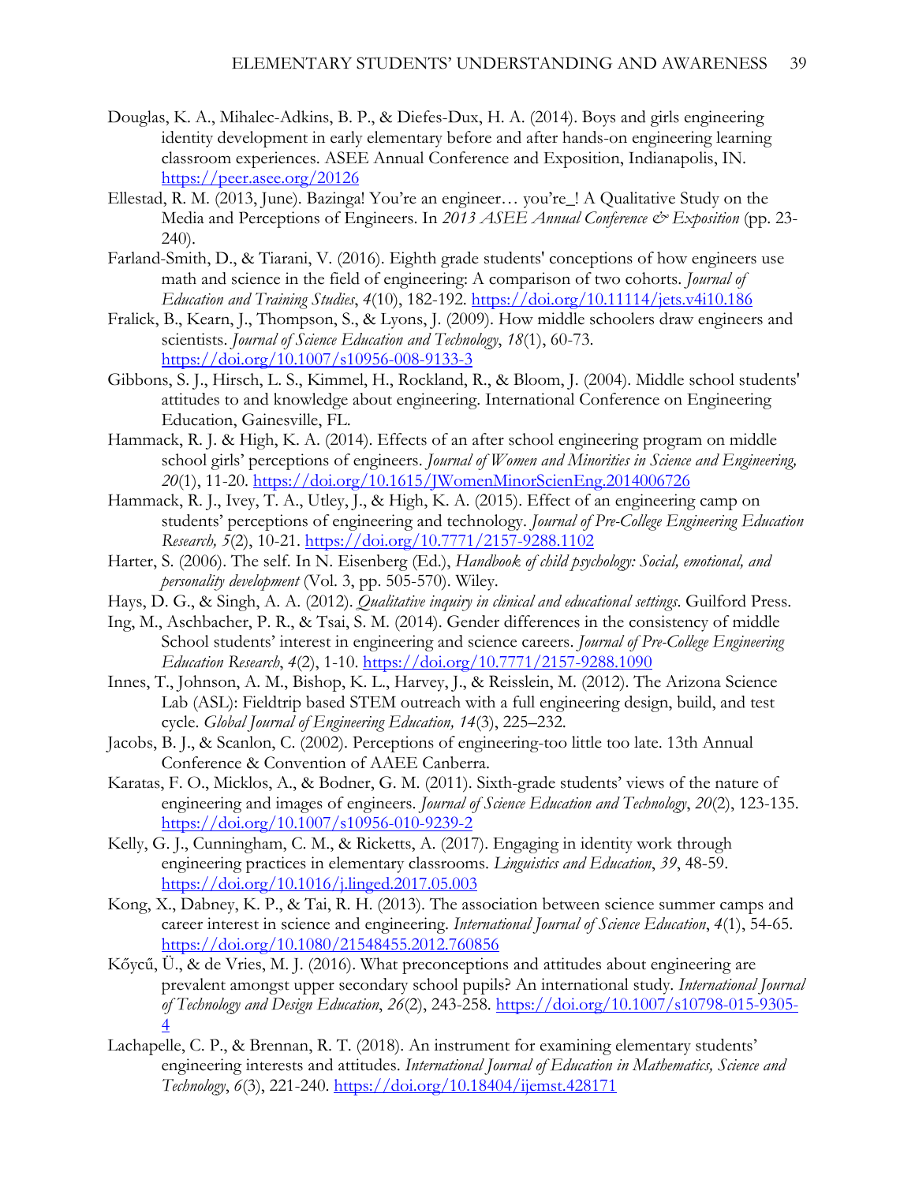Douglas, K. A., Mihalec-Adkins, B. P., & Diefes-Dux, H. A. (2014). Boys and girls engineering identity development in early elementary before and after hands-on engineering learning classroom experiences. ASEE Annual Conference and Exposition, Indianapolis, IN. https://peer.asee.org/20126

Ellestad, R. M. (2013, June). Bazinga! You're an engineer… you're_! A Qualitative Study on the Media and Perceptions of Engineers. In *2013 ASEE Annual Conference & Exposition* (pp. 23-240).

Farland-Smith, D., & Tiarani, V. (2016). Eighth grade students' conceptions of how engineers use math and science in the field of engineering: A comparison of two cohorts. *Journal of Education and Training Studies*, *4*(10), 182-192. https://doi.org/10.11114/jets.v4i10.186

Fralick, B., Kearn, J., Thompson, S., & Lyons, J. (2009). How middle schoolers draw engineers and scientists. *Journal of Science Education and Technology*, *18*(1), 60-73. https://doi.org/10.1007/s10956-008-9133-3

Gibbons, S. J., Hirsch, L. S., Kimmel, H., Rockland, R., & Bloom, J. (2004). Middle school students' attitudes to and knowledge about engineering. International Conference on Engineering Education, Gainesville, FL.

Hammack, R. J. & High, K. A. (2014). Effects of an after school engineering program on middle school girls' perceptions of engineers. *Journal of Women and Minorities in Science and Engineering, 20*(1), 11-20. https://doi.org/10.1615/JWomenMinorScienEng.2014006726

Hammack, R. J., Ivey, T. A., Utley, J., & High, K. A. (2015). Effect of an engineering camp on students' perceptions of engineering and technology. *Journal of Pre-College Engineering Education Research, 5*(2), 10-21. https://doi.org/10.7771/2157-9288.1102

Harter, S. (2006). The self. In N. Eisenberg (Ed.), *Handbook of child psychology: Social, emotional, and personality development* (Vol. 3, pp. 505-570). Wiley.

Hays, D. G., & Singh, A. A. (2012). *Qualitative inquiry in clinical and educational settings*. Guilford Press.

Ing, M., Aschbacher, P. R., & Tsai, S. M. (2014). Gender differences in the consistency of middle School students' interest in engineering and science careers. *Journal of Pre-College Engineering Education Research*, *4*(2), 1-10. https://doi.org/10.7771/2157-9288.1090

Innes, T., Johnson, A. M., Bishop, K. L., Harvey, J., & Reisslein, M. (2012). The Arizona Science Lab (ASL): Fieldtrip based STEM outreach with a full engineering design, build, and test cycle. *Global Journal of Engineering Education, 14*(3), 225–232.

Jacobs, B. J., & Scanlon, C. (2002). Perceptions of engineering-too little too late. 13th Annual Conference & Convention of AAEE Canberra.

Karatas, F. O., Micklos, A., & Bodner, G. M. (2011). Sixth-grade students' views of the nature of engineering and images of engineers. *Journal of Science Education and Technology*, *20*(2), 123-135. https://doi.org/10.1007/s10956-010-9239-2

Kelly, G. J., Cunningham, C. M., & Ricketts, A. (2017). Engaging in identity work through engineering practices in elementary classrooms. *Linguistics and Education*, *39*, 48-59. https://doi.org/10.1016/j.linged.2017.05.003

Kong, X., Dabney, K. P., & Tai, R. H. (2013). The association between science summer camps and career interest in science and engineering. *International Journal of Science Education*, *4*(1), 54-65. https://doi.org/10.1080/21548455.2012.760856

Kőycű, Ü., & de Vries, M. J. (2016). What preconceptions and attitudes about engineering are prevalent amongst upper secondary school pupils? An international study. *International Journal of Technology and Design Education*, *26*(2), 243-258. https://doi.org/10.1007/s10798-015-9305-4

Lachapelle, C. P., & Brennan, R. T. (2018). An instrument for examining elementary students' engineering interests and attitudes. *International Journal of Education in Mathematics, Science and Technology*, *6*(3), 221-240. https://doi.org/10.18404/ijemst.428171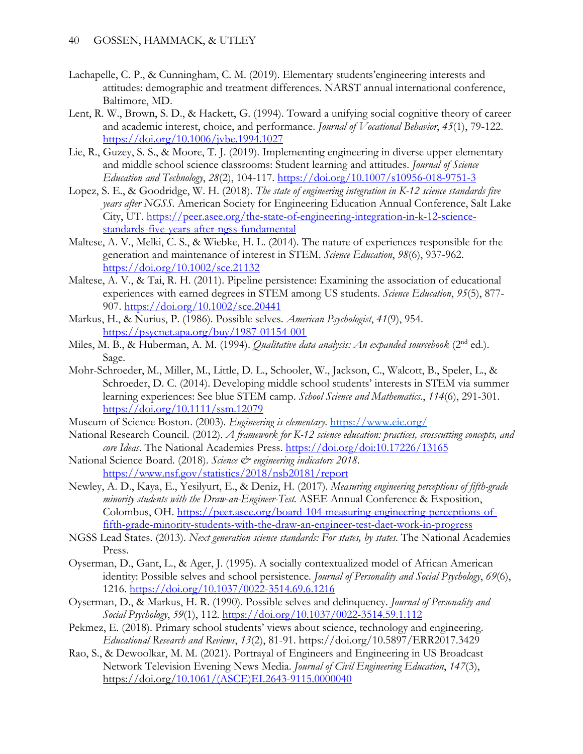Lachapelle, C. P., & Cunningham, C. M. (2019). Elementary students'engineering interests and attitudes: demographic and treatment differences. NARST annual international conference, Baltimore, MD.

Lent, R. W., Brown, S. D., & Hackett, G. (1994). Toward a unifying social cognitive theory of career and academic interest, choice, and performance. *Journal of Vocational Behavior*, *45*(1), 79-122. https://doi.org/10.1006/jvbe.1994.1027

Lie, R., Guzey, S. S., & Moore, T. J. (2019). Implementing engineering in diverse upper elementary and middle school science classrooms: Student learning and attitudes. *Journal of Science Education and Technology*, *28*(2), 104-117. https://doi.org/10.1007/s10956-018-9751-3

Lopez, S. E., & Goodridge, W. H. (2018). *The state of engineering integration in K-12 science standards five years after NGSS*. American Society for Engineering Education Annual Conference, Salt Lake City, UT. https://peer.asee.org/the-state-of-engineering-integration-in-k-12-science-standards-five-years-after-ngss-fundamental

Maltese, A. V., Melki, C. S., & Wiebke, H. L. (2014). The nature of experiences responsible for the generation and maintenance of interest in STEM. *Science Education*, *98*(6), 937-962. https://doi.org/10.1002/sce.21132

Maltese, A. V., & Tai, R. H. (2011). Pipeline persistence: Examining the association of educational experiences with earned degrees in STEM among US students. *Science Education*, *95*(5), 877-907. https://doi.org/10.1002/sce.20441

Markus, H., & Nurius, P. (1986). Possible selves. *American Psychologist*, *41*(9), 954. https://psycnet.apa.org/buy/1987-01154-001

Miles, M. B., & Huberman, A. M. (1994). *Qualitative data analysis: An expanded sourcebook* (2nd ed.). Sage.

Mohr-Schroeder, M., Miller, M., Little, D. L., Schooler, W., Jackson, C., Walcott, B., Speler, L., & Schroeder, D. C. (2014). Developing middle school students' interests in STEM via summer learning experiences: See blue STEM camp. *School Science and Mathematics.*, *114*(6), 291-301. https://doi.org/10.1111/ssm.12079

Museum of Science Boston. (2003). *Engineering is elementary*. https://www.eie.org/

National Research Council. (2012). *A framework for K-12 science education: practices, crosscutting concepts, and core Ideas*. The National Academies Press. https://doi.org/doi:10.17226/13165

National Science Board. (2018). *Science & engineering indicators 2018*. https://www.nsf.gov/statistics/2018/nsb20181/report

Newley, A. D., Kaya, E., Yesilyurt, E., & Deniz, H. (2017). *Measuring engineering perceptions of fifth-grade minority students with the Draw-an-Engineer-Test.* ASEE Annual Conference & Exposition, Colombus, OH. https://peer.asee.org/board-104-measuring-engineering-perceptions-of-fifth-grade-minority-students-with-the-draw-an-engineer-test-daet-work-in-progress

NGSS Lead States. (2013). *Next generation science standards: For states, by states.* The National Academies Press.

Oyserman, D., Gant, L., & Ager, J. (1995). A socially contextualized model of African American identity: Possible selves and school persistence. *Journal of Personality and Social Psychology*, *69*(6), 1216. https://doi.org/10.1037/0022-3514.69.6.1216

Oyserman, D., & Markus, H. R. (1990). Possible selves and delinquency. *Journal of Personality and Social Psychology*, *59*(1), 112. https://doi.org/10.1037/0022-3514.59.1.112

Pekmez, E. (2018). Primary school students' views about science, technology and engineering. *Educational Research and Reviews*, *13*(2), 81-91. https://doi.org/10.5897/ERR2017.3429

Rao, S., & Dewoolkar, M. M. (2021). Portrayal of Engineers and Engineering in US Broadcast Network Television Evening News Media. *Journal of Civil Engineering Education*, *147*(3), https://doi.org/10.1061/(ASCE)EI.2643-9115.0000040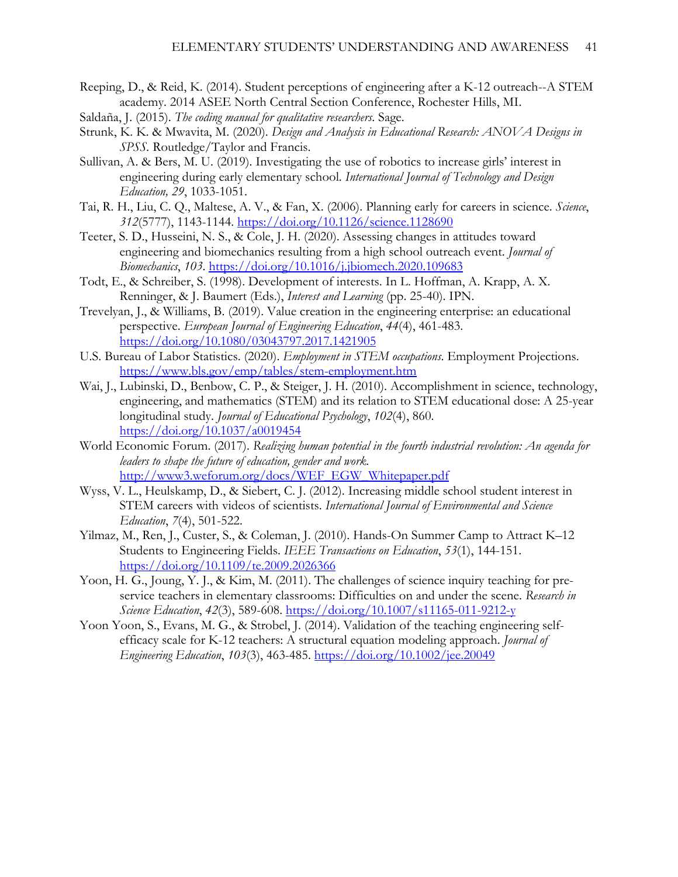Reeping, D., & Reid, K. (2014). Student perceptions of engineering after a K-12 outreach--A STEM academy. 2014 ASEE North Central Section Conference, Rochester Hills, MI.

Saldaña, J. (2015). *The coding manual for qualitative researchers*. Sage.

Strunk, K. K. & Mwavita, M. (2020). *Design and Analysis in Educational Research: ANOVA Designs in SPSS*. Routledge/Taylor and Francis.

Sullivan, A. & Bers, M. U. (2019). Investigating the use of robotics to increase girls' interest in engineering during early elementary school. *International Journal of Technology and Design Education, 29*, 1033-1051.

Tai, R. H., Liu, C. Q., Maltese, A. V., & Fan, X. (2006). Planning early for careers in science. *Science*, *312*(5777), 1143-1144. https://doi.org/10.1126/science.1128690

Teeter, S. D., Husseini, N. S., & Cole, J. H. (2020). Assessing changes in attitudes toward engineering and biomechanics resulting from a high school outreach event. *Journal of Biomechanics*, *103*. https://doi.org/10.1016/j.jbiomech.2020.109683

Todt, E., & Schreiber, S. (1998). Development of interests. In L. Hoffman, A. Krapp, A. X. Renninger, & J. Baumert (Eds.), *Interest and Learning* (pp. 25-40). IPN.

Trevelyan, J., & Williams, B. (2019). Value creation in the engineering enterprise: an educational perspective. *European Journal of Engineering Education*, *44*(4), 461-483. https://doi.org/10.1080/03043797.2017.1421905

U.S. Bureau of Labor Statistics. (2020). *Employment in STEM occupations*. Employment Projections. https://www.bls.gov/emp/tables/stem-employment.htm

Wai, J., Lubinski, D., Benbow, C. P., & Steiger, J. H. (2010). Accomplishment in science, technology, engineering, and mathematics (STEM) and its relation to STEM educational dose: A 25-year longitudinal study. *Journal of Educational Psychology*, *102*(4), 860. https://doi.org/10.1037/a0019454

World Economic Forum. (2017). *Realizing human potential in the fourth industrial revolution: An agenda for leaders to shape the future of education, gender and work*. http://www3.weforum.org/docs/WEF_EGW_Whitepaper.pdf

Wyss, V. L., Heulskamp, D., & Siebert, C. J. (2012). Increasing middle school student interest in STEM careers with videos of scientists. *International Journal of Environmental and Science Education*, *7*(4), 501-522.

Yilmaz, M., Ren, J., Custer, S., & Coleman, J. (2010). Hands-On Summer Camp to Attract K–12 Students to Engineering Fields. *IEEE Transactions on Education*, *53*(1), 144-151. https://doi.org/10.1109/te.2009.2026366

Yoon, H. G., Joung, Y. J., & Kim, M. (2011). The challenges of science inquiry teaching for pre-service teachers in elementary classrooms: Difficulties on and under the scene. *Research in Science Education*, *42*(3), 589-608. https://doi.org/10.1007/s11165-011-9212-y

Yoon Yoon, S., Evans, M. G., & Strobel, J. (2014). Validation of the teaching engineering self-efficacy scale for K-12 teachers: A structural equation modeling approach. *Journal of Engineering Education*, *103*(3), 463-485. https://doi.org/10.1002/jee.20049